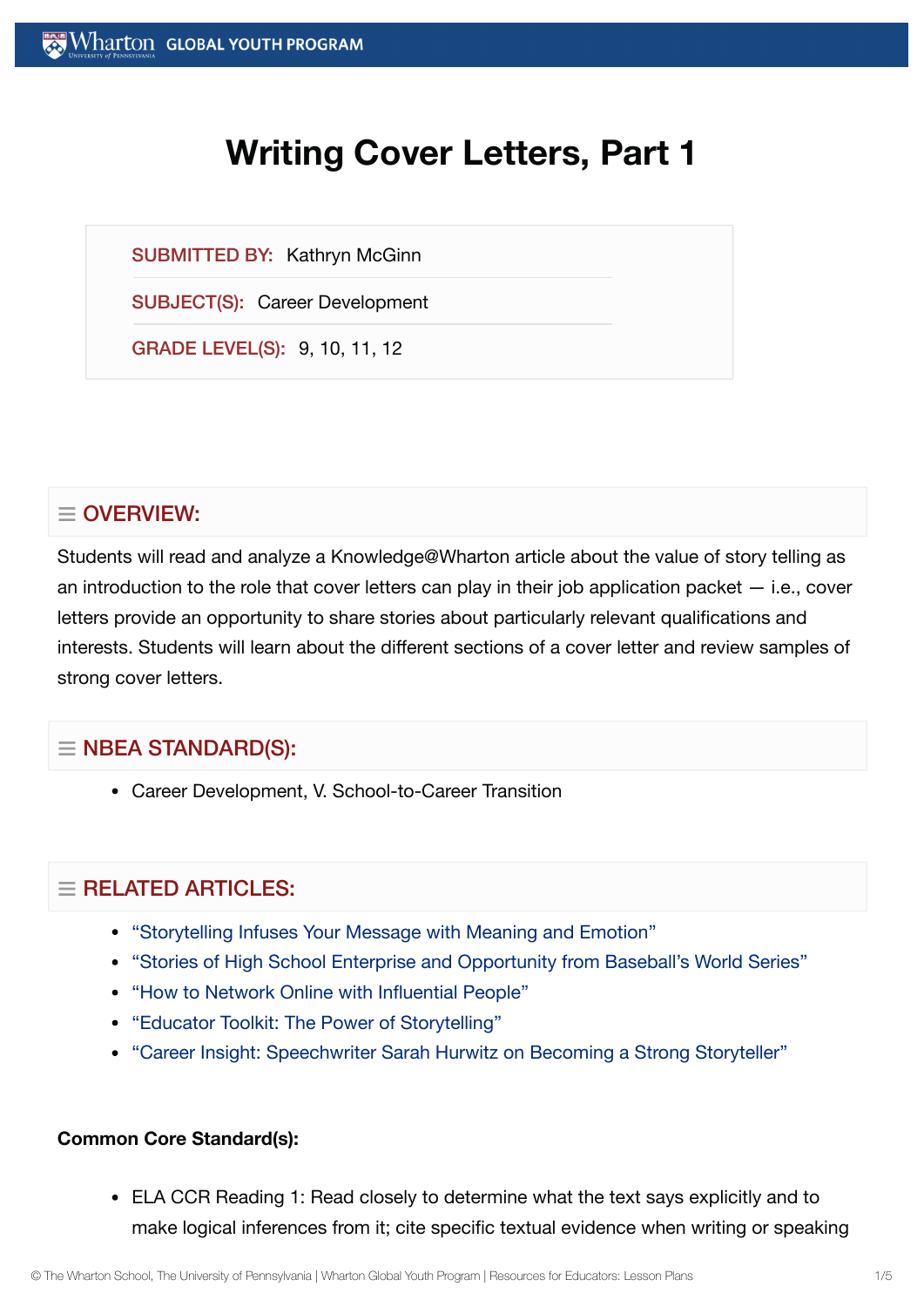# Writing Cover Letters, Part 1

**SUBMITTED BY:** Kathryn McGinn

**SUBJECT(S):** Career Development

**GRADE LEVEL(S):** 9, 10, 11, 12

## OVERVIEW:

Students will read and analyze a Knowledge@Wharton article about the value of story telling as an introduction to the role that cover letters can play in their job application packet — i.e., cover letters provide an opportunity to share stories about particularly relevant qualifications and interests. Students will learn about the different sections of a cover letter and review samples of strong cover letters.

## NBEA STANDARD(S):

- Career Development, V. School-to-Career Transition

## RELATED ARTICLES:

- "Storytelling Infuses Your Message with Meaning and Emotion"
- "Stories of High School Enterprise and Opportunity from Baseball's World Series"
- "How to Network Online with Influential People"
- "Educator Toolkit: The Power of Storytelling"
- "Career Insight: Speechwriter Sarah Hurwitz on Becoming a Strong Storyteller"

**Common Core Standard(s):**

- ELA CCR Reading 1: Read closely to determine what the text says explicitly and to make logical inferences from it; cite specific textual evidence when writing or speaking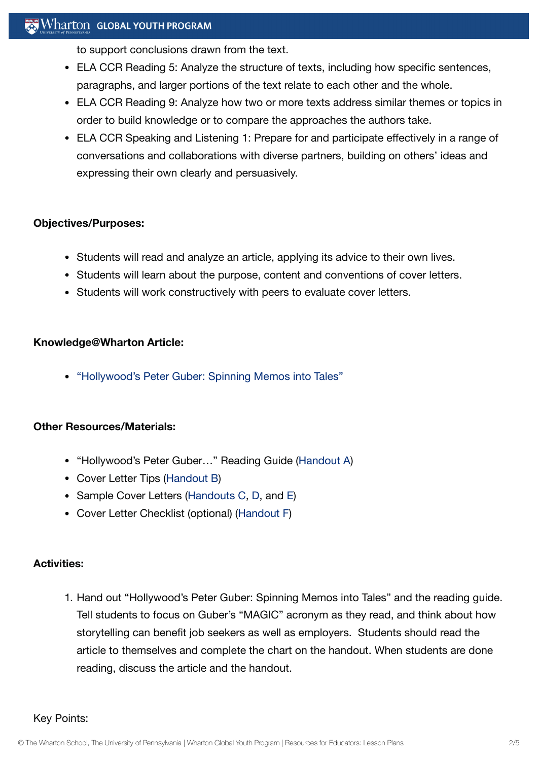to support conclusions drawn from the text.

- ELA CCR Reading 5: Analyze the structure of texts, including how specific sentences, paragraphs, and larger portions of the text relate to each other and the whole.
- ELA CCR Reading 9: Analyze how two or more texts address similar themes or topics in order to build knowledge or to compare the approaches the authors take.
- ELA CCR Speaking and Listening 1: Prepare for and participate effectively in a range of conversations and collaborations with diverse partners, building on others' ideas and expressing their own clearly and persuasively.

**Objectives/Purposes:**

- Students will read and analyze an article, applying its advice to their own lives.
- Students will learn about the purpose, content and conventions of cover letters.
- Students will work constructively with peers to evaluate cover letters.

**Knowledge@Wharton Article:**

- "Hollywood's Peter Guber: Spinning Memos into Tales"

**Other Resources/Materials:**

- "Hollywood's Peter Guber…" Reading Guide (Handout A)
- Cover Letter Tips (Handout B)
- Sample Cover Letters (Handouts C, D, and E)
- Cover Letter Checklist (optional) (Handout F)

**Activities:**

1. Hand out "Hollywood's Peter Guber: Spinning Memos into Tales" and the reading guide. Tell students to focus on Guber's "MAGIC" acronym as they read, and think about how storytelling can benefit job seekers as well as employers. Students should read the article to themselves and complete the chart on the handout. When students are done reading, discuss the article and the handout.

Key Points: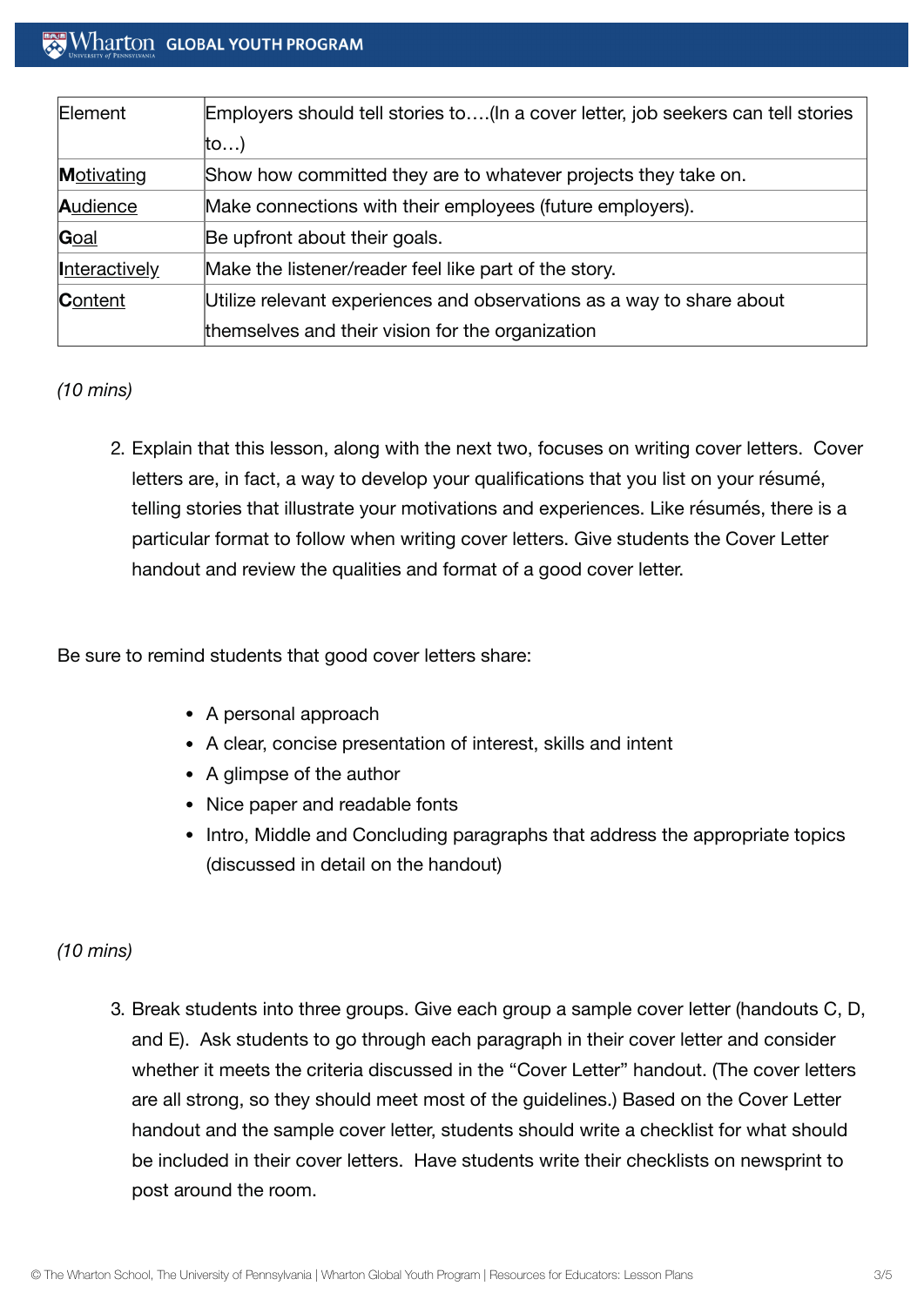| Element | Employers should tell stories to….(In a cover letter, job seekers can tell stories to…) |
|---|---|
| **M**otivating | Show how committed they are to whatever projects they take on. |
| **A**udience | Make connections with their employees (future employers). |
| **G**oal | Be upfront about their goals. |
| **I**nteractively | Make the listener/reader feel like part of the story. |
| **C**ontent | Utilize relevant experiences and observations as a way to share about themselves and their vision for the organization |

*(10 mins)*

2. Explain that this lesson, along with the next two, focuses on writing cover letters. Cover letters are, in fact, a way to develop your qualifications that you list on your résumé, telling stories that illustrate your motivations and experiences. Like résumés, there is a particular format to follow when writing cover letters. Give students the Cover Letter handout and review the qualities and format of a good cover letter.

Be sure to remind students that good cover letters share:

- A personal approach
- A clear, concise presentation of interest, skills and intent
- A glimpse of the author
- Nice paper and readable fonts
- Intro, Middle and Concluding paragraphs that address the appropriate topics (discussed in detail on the handout)

*(10 mins)*

3. Break students into three groups. Give each group a sample cover letter (handouts C, D, and E). Ask students to go through each paragraph in their cover letter and consider whether it meets the criteria discussed in the "Cover Letter" handout. (The cover letters are all strong, so they should meet most of the guidelines.) Based on the Cover Letter handout and the sample cover letter, students should write a checklist for what should be included in their cover letters. Have students write their checklists on newsprint to post around the room.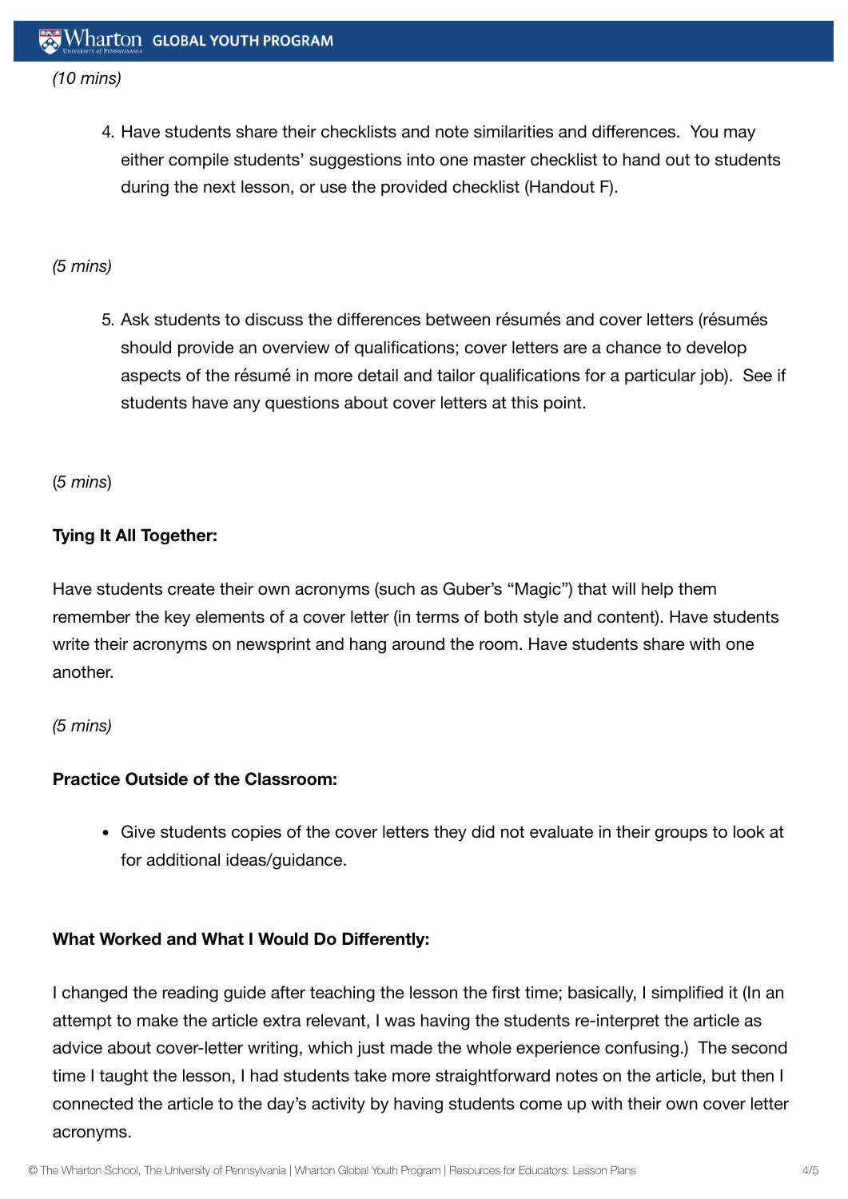*(10 mins)*

4. Have students share their checklists and note similarities and differences. You may either compile students' suggestions into one master checklist to hand out to students during the next lesson, or use the provided checklist (Handout F).

*(5 mins)*

5. Ask students to discuss the differences between résumés and cover letters (résumés should provide an overview of qualifications; cover letters are a chance to develop aspects of the résumé in more detail and tailor qualifications for a particular job). See if students have any questions about cover letters at this point.

(*5 mins*)

**Tying It All Together:**

Have students create their own acronyms (such as Guber's "Magic") that will help them remember the key elements of a cover letter (in terms of both style and content). Have students write their acronyms on newsprint and hang around the room. Have students share with one another.

*(5 mins)*

**Practice Outside of the Classroom:**

- Give students copies of the cover letters they did not evaluate in their groups to look at for additional ideas/guidance.

**What Worked and What I Would Do Differently:**

I changed the reading guide after teaching the lesson the first time; basically, I simplified it (In an attempt to make the article extra relevant, I was having the students re-interpret the article as advice about cover-letter writing, which just made the whole experience confusing.) The second time I taught the lesson, I had students take more straightforward notes on the article, but then I connected the article to the day's activity by having students come up with their own cover letter acronyms.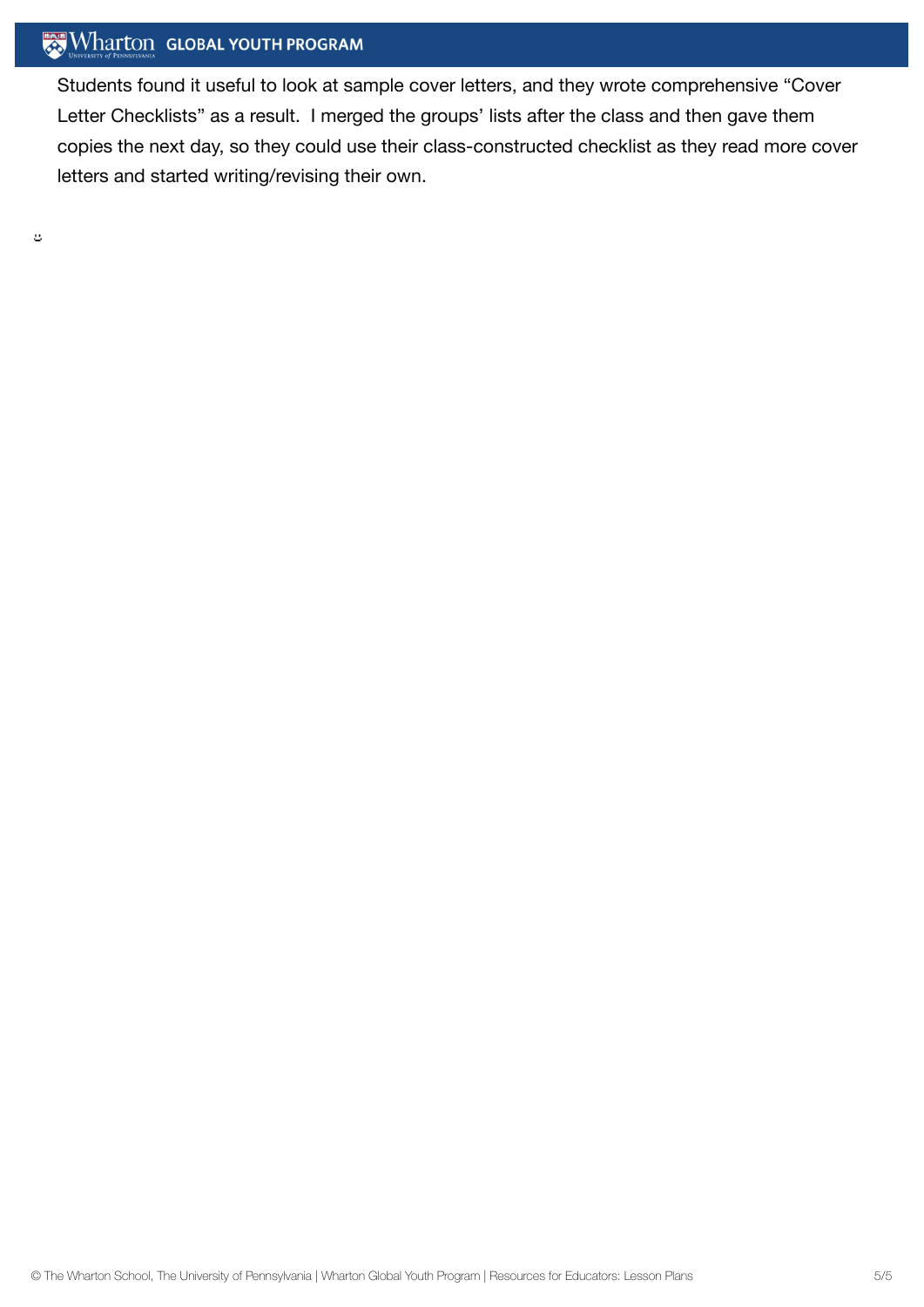Students found it useful to look at sample cover letters, and they wrote comprehensive "Cover Letter Checklists" as a result.  I merged the groups' lists after the class and then gave them copies the next day, so they could use their class-constructed checklist as they read more cover letters and started writing/revising their own.